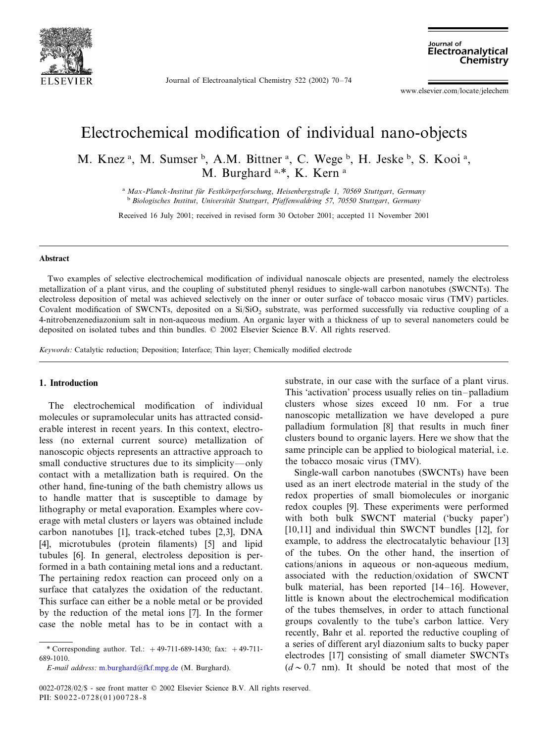# Electrochemical modification of individual nano-objects

M. Knez [a], M. Sumser [b], A.M. Bittner [a], C. Wege [b], H. Jeske [b], S. Kooi [a], M. Burghard [a,*], K. Kern [a]

[a] *Max-Planck-Institut für Festkörperforschung, Heisenbergstraße 1, 70569 Stuttgart, Germany*
[b] *Biologisches Institut, Universität Stuttgart, Pfaffenwaldring 57, 70550 Stuttgart, Germany*

Received 16 July 2001; received in revised form 30 October 2001; accepted 11 November 2001

## Abstract

Two examples of selective electrochemical modification of individual nanoscale objects are presented, namely the electroless metallization of a plant virus, and the coupling of substituted phenyl residues to single-wall carbon nanotubes (SWCNTs). The electroless deposition of metal was achieved selectively on the inner or outer surface of tobacco mosaic virus (TMV) particles. Covalent modification of SWCNTs, deposited on a $Si/SiO_2$ substrate, was performed successfully via reductive coupling of a 4-nitrobenzenediazonium salt in non-aqueous medium. An organic layer with a thickness of up to several nanometers could be deposited on isolated tubes and thin bundles. © 2002 Elsevier Science B.V. All rights reserved.

*Keywords:* Catalytic reduction; Deposition; Interface; Thin layer; Chemically modified electrode

## 1. Introduction

The electrochemical modification of individual molecules or supramolecular units has attracted considerable interest in recent years. In this context, electroless (no external current source) metallization of nanoscopic objects represents an attractive approach to small conductive structures due to its simplicity—only contact with a metallization bath is required. On the other hand, fine-tuning of the bath chemistry allows us to handle matter that is susceptible to damage by lithography or metal evaporation. Examples where coverage with metal clusters or layers was obtained include carbon nanotubes [1], track-etched tubes [2,3], DNA [4], microtubules (protein filaments) [5] and lipid tubules [6]. In general, electroless deposition is performed in a bath containing metal ions and a reductant. The pertaining redox reaction can proceed only on a surface that catalyzes the oxidation of the reductant. This surface can either be a noble metal or be provided by the reduction of the metal ions [7]. In the former case the noble metal has to be in contact with a substrate, in our case with the surface of a plant virus. This 'activation' process usually relies on tin–palladium clusters whose sizes exceed 10 nm. For a true nanoscopic metallization we have developed a pure palladium formulation [8] that results in much finer clusters bound to organic layers. Here we show that the same principle can be applied to biological material, i.e. the tobacco mosaic virus (TMV).

Single-wall carbon nanotubes (SWCNTs) have been used as an inert electrode material in the study of the redox properties of small biomolecules or inorganic redox couples [9]. These experiments were performed with both bulk SWCNT material ('bucky paper') [10,11] and individual thin SWCNT bundles [12], for example, to address the electrocatalytic behaviour [13] of the tubes. On the other hand, the insertion of cations/anions in aqueous or non-aqueous medium, associated with the reduction/oxidation of SWCNT bulk material, has been reported [14–16]. However, little is known about the electrochemical modification of the tubes themselves, in order to attach functional groups covalently to the tube's carbon lattice. Very recently, Bahr et al. reported the reductive coupling of a series of different aryl diazonium salts to bucky paper electrodes [17] consisting of small diameter SWCNTs ($d \sim 0.7$ nm). It should be noted that most of the

\* Corresponding author. Tel.: +49-711-689-1430; fax: +49-711-689-1010.
*E-mail address:* m.burghard@fkf.mpg.de (M. Burghard).

0022-0728/02/$ - see front matter © 2002 Elsevier Science B.V. All rights reserved.
PII: S0022-0728(01)00728-8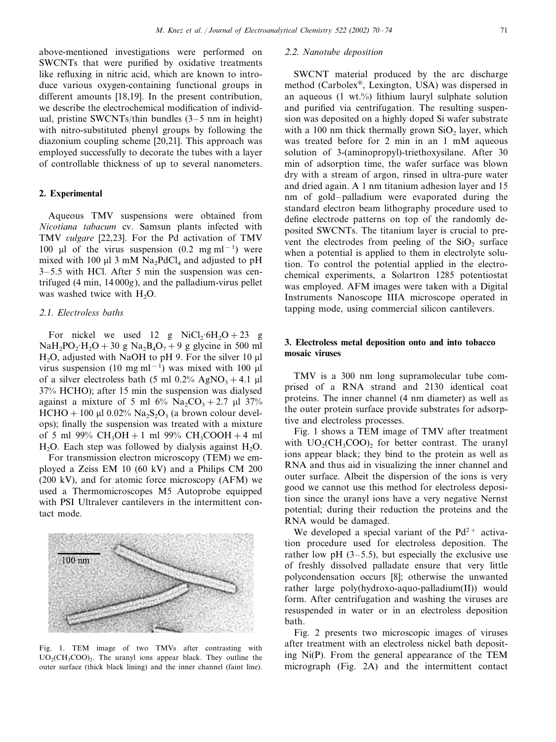above-mentioned investigations were performed on SWCNTs that were purified by oxidative treatments like refluxing in nitric acid, which are known to introduce various oxygen-containing functional groups in different amounts [18,19]. In the present contribution, we describe the electrochemical modification of individual, pristine SWCNTs/thin bundles (3–5 nm in height) with nitro-substituted phenyl groups by following the diazonium coupling scheme [20,21]. This approach was employed successfully to decorate the tubes with a layer of controllable thickness of up to several nanometers.

## 2. Experimental

Aqueous TMV suspensions were obtained from *Nicotiana tabacum* cv. Samsun plants infected with TMV *vulgare* [22,23]. For the Pd activation of TMV 100 μl of the virus suspension (0.2 mg $ml^{-1}$) were mixed with 100 μl 3 mM $Na_2PdCl_4$ and adjusted to pH 3–5.5 with HCl. After 5 min the suspension was centrifuged (4 min, 14 000*g*), and the palladium-virus pellet was washed twice with $H_2O$.

### 2.1. Electroless baths

For nickel we used 12 g $NiCl_2 \cdot 6H_2O$ + 23 g $NaH_2PO_2 \cdot H_2O$ + 30 g $Na_2B_4O_7$ + 9 g glycine in 500 ml $H_2O$, adjusted with NaOH to pH 9. For the silver 10 μl virus suspension (10 mg $ml^{-1}$) was mixed with 100 μl of a silver electroless bath (5 ml 0.2% $AgNO_3$ + 4.1 μl 37% HCHO); after 15 min the suspension was dialysed against a mixture of 5 ml 6% $Na_2CO_3$ + 2.7 μl 37% HCHO + 100 μl 0.02% $Na_2S_2O_3$ (a brown colour develops); finally the suspension was treated with a mixture of 5 ml 99% $CH_3OH$ + 1 ml 99% $CH_3COOH$ + 4 ml $H_2O$. Each step was followed by dialysis against $H_2O$.

For transmission electron microscopy (TEM) we employed a Zeiss EM 10 (60 kV) and a Philips CM 200 (200 kV), and for atomic force microscopy (AFM) we used a Thermomicroscopes M5 Autoprobe equipped with PSI Ultralever cantilevers in the intermittent contact mode.

Fig. 1. TEM image of two TMVs after contrasting with $UO_2(CH_3COO)_2$. The uranyl ions appear black. They outline the outer surface (thick black lining) and the inner channel (faint line).

### 2.2. Nanotube deposition

SWCNT material produced by the arc discharge method (Carbolex®, Lexington, USA) was dispersed in an aqueous (1 wt.%) lithium lauryl sulphate solution and purified via centrifugation. The resulting suspension was deposited on a highly doped Si wafer substrate with a 100 nm thick thermally grown $SiO_2$ layer, which was treated before for 2 min in an 1 mM aqueous solution of 3-(aminopropyl)-triethoxysilane. After 30 min of adsorption time, the wafer surface was blown dry with a stream of argon, rinsed in ultra-pure water and dried again. A 1 nm titanium adhesion layer and 15 nm of gold–palladium were evaporated during the standard electron beam lithography procedure used to define electrode patterns on top of the randomly deposited SWCNTs. The titanium layer is crucial to prevent the electrodes from peeling of the $SiO_2$ surface when a potential is applied to them in electrolyte solution. To control the potential applied in the electrochemical experiments, a Solartron 1285 potentiostat was employed. AFM images were taken with a Digital Instruments Nanoscope IIIA microscope operated in tapping mode, using commercial silicon cantilevers.

## 3. Electroless metal deposition onto and into tobacco mosaic viruses

TMV is a 300 nm long supramolecular tube comprised of a RNA strand and 2130 identical coat proteins. The inner channel (4 nm diameter) as well as the outer protein surface provide substrates for adsorptive and electroless processes.

Fig. 1 shows a TEM image of TMV after treatment with $UO_2(CH_3COO)_2$ for better contrast. The uranyl ions appear black; they bind to the protein as well as RNA and thus aid in visualizing the inner channel and outer surface. Albeit the dispersion of the ions is very good we cannot use this method for electroless deposition since the uranyl ions have a very negative Nernst potential; during their reduction the proteins and the RNA would be damaged.

We developed a special variant of the $Pd^{2+}$ activation procedure used for electroless deposition. The rather low pH (3–5.5), but especially the exclusive use of freshly dissolved palladate ensure that very little polycondensation occurs [8]; otherwise the unwanted rather large poly(hydroxo-aquo-palladium(II)) would form. After centrifugation and washing the viruses are resuspended in water or in an electroless deposition bath.

Fig. 2 presents two microscopic images of viruses after treatment with an electroless nickel bath depositing Ni(P). From the general appearance of the TEM micrograph (Fig. 2A) and the intermittent contact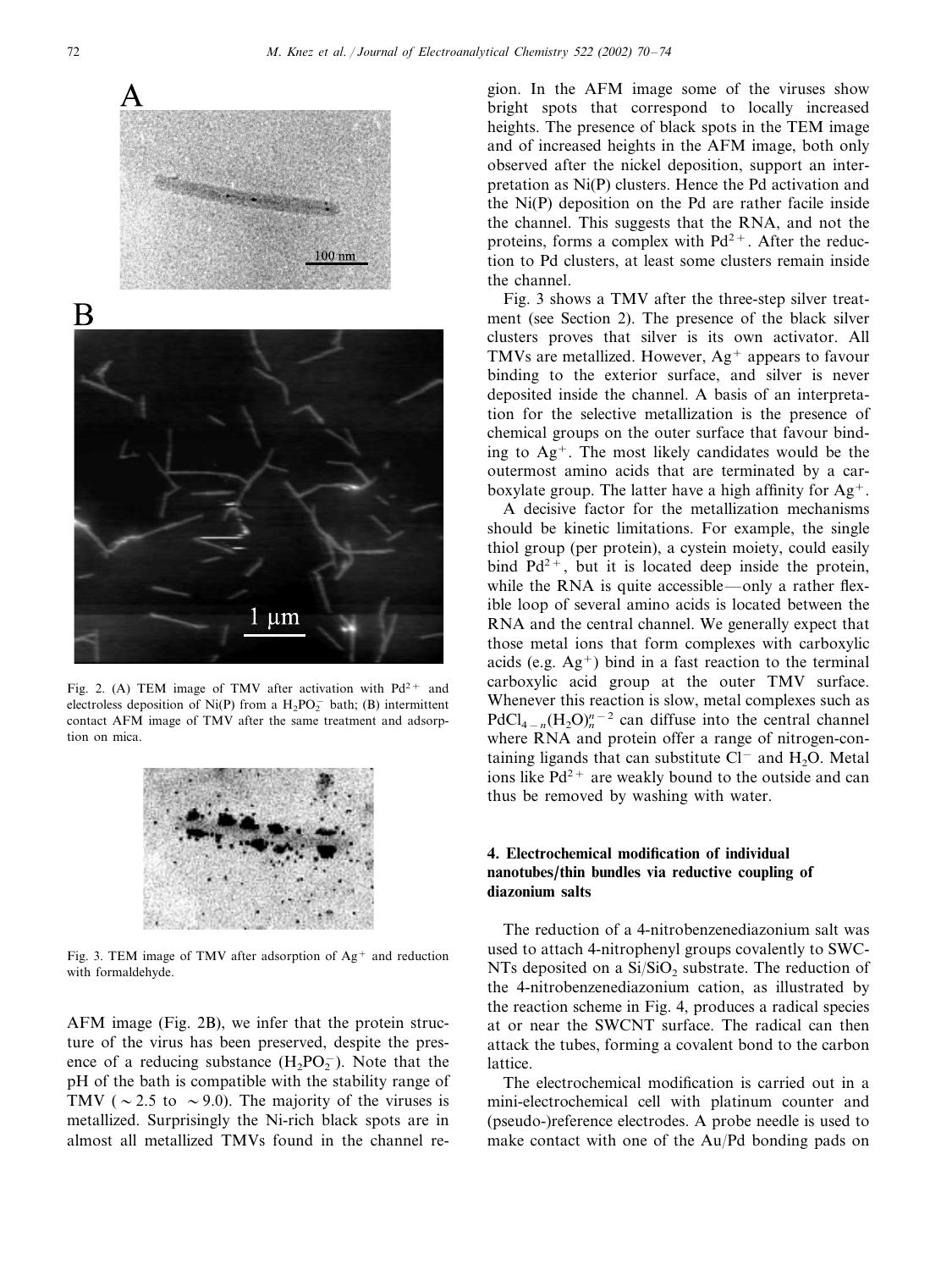Fig. 2. (A) TEM image of TMV after activation with $Pd^{2+}$ and electroless deposition of Ni(P) from a $H_2PO_2^-$ bath; (B) intermittent contact AFM image of TMV after the same treatment and adsorption on mica.

Fig. 3. TEM image of TMV after adsorption of $Ag^+$ and reduction with formaldehyde.

AFM image (Fig. 2B), we infer that the protein structure of the virus has been preserved, despite the presence of a reducing substance ($H_2PO_2^-$). Note that the pH of the bath is compatible with the stability range of TMV ( ~2.5 to ~9.0). The majority of the viruses is metallized. Surprisingly the Ni-rich black spots are in almost all metallized TMVs found in the channel region. In the AFM image some of the viruses show bright spots that correspond to locally increased heights. The presence of black spots in the TEM image and of increased heights in the AFM image, both only observed after the nickel deposition, support an interpretation as Ni(P) clusters. Hence the Pd activation and the Ni(P) deposition on the Pd are rather facile inside the channel. This suggests that the RNA, and not the proteins, forms a complex with $Pd^{2+}$. After the reduction to Pd clusters, at least some clusters remain inside the channel.

Fig. 3 shows a TMV after the three-step silver treatment (see Section 2). The presence of the black silver clusters proves that silver is its own activator. All TMVs are metallized. However, $Ag^+$ appears to favour binding to the exterior surface, and silver is never deposited inside the channel. A basis of an interpretation for the selective metallization is the presence of chemical groups on the outer surface that favour binding to $Ag^+$. The most likely candidates would be the outermost amino acids that are terminated by a carboxylate group. The latter have a high affinity for $Ag^+$.

A decisive factor for the metallization mechanisms should be kinetic limitations. For example, the single thiol group (per protein), a cystein moiety, could easily bind $Pd^{2+}$, but it is located deep inside the protein, while the RNA is quite accessible—only a rather flexible loop of several amino acids is located between the RNA and the central channel. We generally expect that those metal ions that form complexes with carboxylic acids (e.g. $Ag^+$) bind in a fast reaction to the terminal carboxylic acid group at the outer TMV surface. Whenever this reaction is slow, metal complexes such as $PdCl_{4-n}(H_2O)_n^{n-2}$ can diffuse into the central channel where RNA and protein offer a range of nitrogen-containing ligands that can substitute $Cl^-$ and $H_2O$. Metal ions like $Pd^{2+}$ are weakly bound to the outside and can thus be removed by washing with water.

## 4. Electrochemical modification of individual nanotubes/thin bundles via reductive coupling of diazonium salts

The reduction of a 4-nitrobenzenediazonium salt was used to attach 4-nitrophenyl groups covalently to SWCNTs deposited on a $Si/SiO_2$ substrate. The reduction of the 4-nitrobenzenediazonium cation, as illustrated by the reaction scheme in Fig. 4, produces a radical species at or near the SWCNT surface. The radical can then attack the tubes, forming a covalent bond to the carbon lattice.

The electrochemical modification is carried out in a mini-electrochemical cell with platinum counter and (pseudo-)reference electrodes. A probe needle is used to make contact with one of the Au/Pd bonding pads on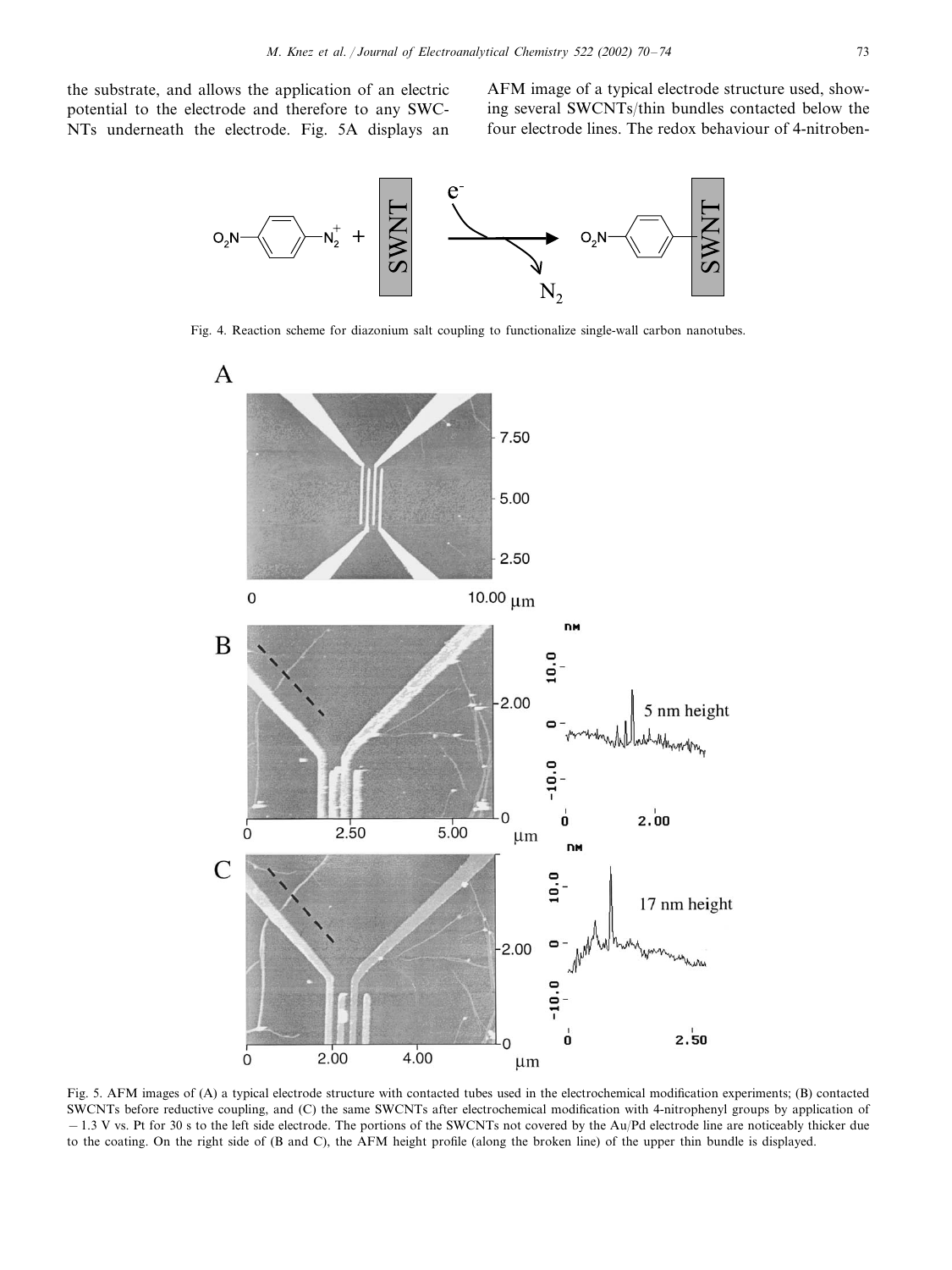the substrate, and allows the application of an electric potential to the electrode and therefore to any SWCNTs underneath the electrode. Fig. 5A displays an AFM image of a typical electrode structure used, showing several SWCNTs/thin bundles contacted below the four electrode lines. The redox behaviour of 4-nitroben-

Fig. 4. Reaction scheme for diazonium salt coupling to functionalize single-wall carbon nanotubes.

Fig. 5. AFM images of (A) a typical electrode structure with contacted tubes used in the electrochemical modification experiments; (B) contacted SWCNTs before reductive coupling, and (C) the same SWCNTs after electrochemical modification with 4-nitrophenyl groups by application of −1.3 V vs. Pt for 30 s to the left side electrode. The portions of the SWCNTs not covered by the Au/Pd electrode line are noticeably thicker due to the coating. On the right side of (B and C), the AFM height profile (along the broken line) of the upper thin bundle is displayed.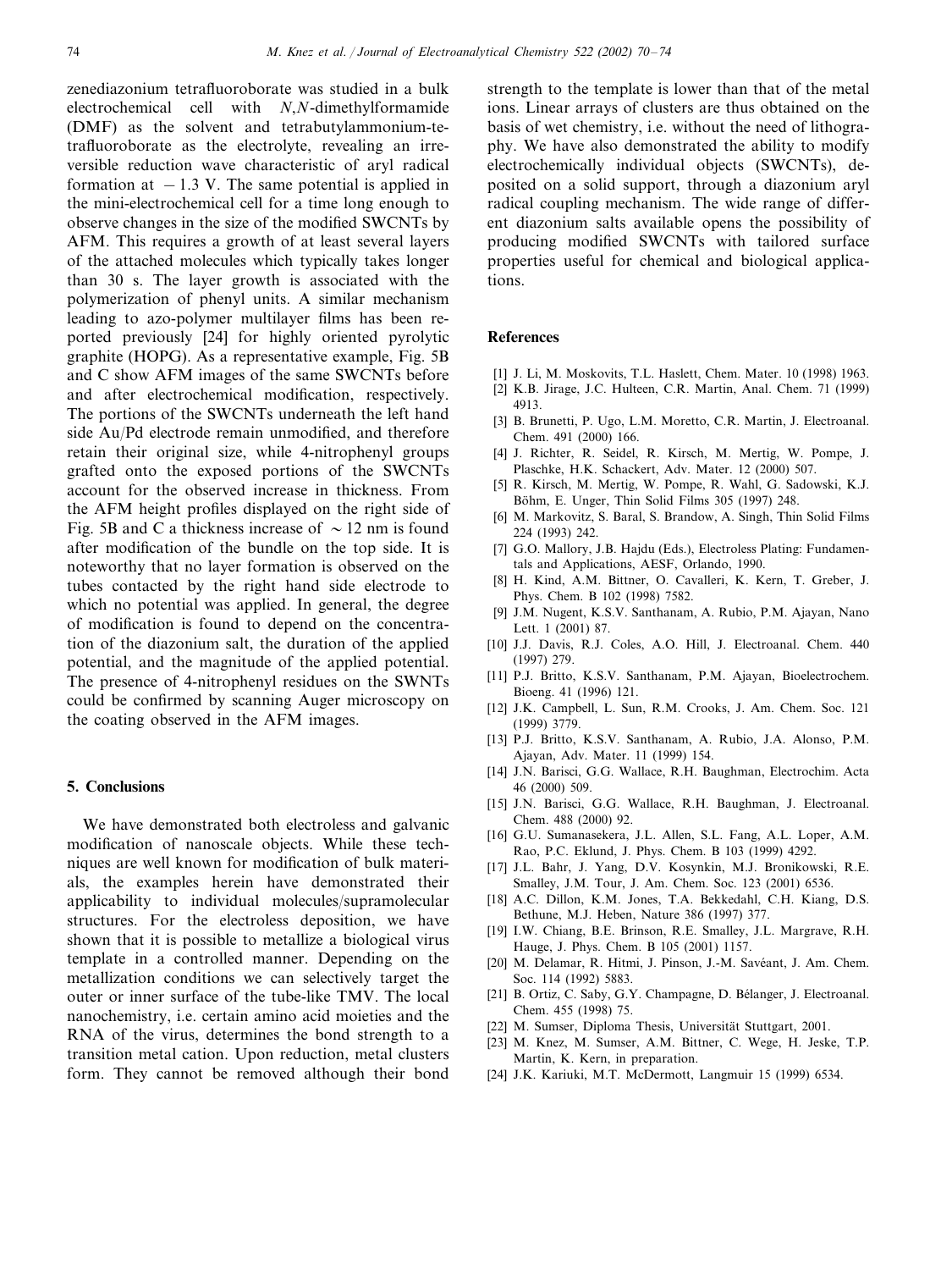zenediazonium tetrafluoroborate was studied in a bulk electrochemical cell with *N*,*N*-dimethylformamide (DMF) as the solvent and tetrabutylammonium-tetrafluoroborate as the electrolyte, revealing an irreversible reduction wave characteristic of aryl radical formation at $-1.3$ V. The same potential is applied in the mini-electrochemical cell for a time long enough to observe changes in the size of the modified SWCNTs by AFM. This requires a growth of at least several layers of the attached molecules which typically takes longer than 30 s. The layer growth is associated with the polymerization of phenyl units. A similar mechanism leading to azo-polymer multilayer films has been reported previously [24] for highly oriented pyrolytic graphite (HOPG). As a representative example, Fig. 5B and C show AFM images of the same SWCNTs before and after electrochemical modification, respectively. The portions of the SWCNTs underneath the left hand side Au/Pd electrode remain unmodified, and therefore retain their original size, while 4-nitrophenyl groups grafted onto the exposed portions of the SWCNTs account for the observed increase in thickness. From the AFM height profiles displayed on the right side of Fig. 5B and C a thickness increase of $\sim 12$ nm is found after modification of the bundle on the top side. It is noteworthy that no layer formation is observed on the tubes contacted by the right hand side electrode to which no potential was applied. In general, the degree of modification is found to depend on the concentration of the diazonium salt, the duration of the applied potential, and the magnitude of the applied potential. The presence of 4-nitrophenyl residues on the SWNTs could be confirmed by scanning Auger microscopy on the coating observed in the AFM images.

## 5. Conclusions

We have demonstrated both electroless and galvanic modification of nanoscale objects. While these techniques are well known for modification of bulk materials, the examples herein have demonstrated their applicability to individual molecules/supramolecular structures. For the electroless deposition, we have shown that it is possible to metallize a biological virus template in a controlled manner. Depending on the metallization conditions we can selectively target the outer or inner surface of the tube-like TMV. The local nanochemistry, i.e. certain amino acid moieties and the RNA of the virus, determines the bond strength to a transition metal cation. Upon reduction, metal clusters form. They cannot be removed although their bond strength to the template is lower than that of the metal ions. Linear arrays of clusters are thus obtained on the basis of wet chemistry, i.e. without the need of lithography. We have also demonstrated the ability to modify electrochemically individual objects (SWCNTs), deposited on a solid support, through a diazonium aryl radical coupling mechanism. The wide range of different diazonium salts available opens the possibility of producing modified SWCNTs with tailored surface properties useful for chemical and biological applications.

## References

[1] J. Li, M. Moskovits, T.L. Haslett, Chem. Mater. 10 (1998) 1963.

[2] K.B. Jirage, J.C. Hulteen, C.R. Martin, Anal. Chem. 71 (1999) 4913.

[3] B. Brunetti, P. Ugo, L.M. Moretto, C.R. Martin, J. Electroanal. Chem. 491 (2000) 166.

[4] J. Richter, R. Seidel, R. Kirsch, M. Mertig, W. Pompe, J. Plaschke, H.K. Schackert, Adv. Mater. 12 (2000) 507.

[5] R. Kirsch, M. Mertig, W. Pompe, R. Wahl, G. Sadowski, K.J. Böhm, E. Unger, Thin Solid Films 305 (1997) 248.

[6] M. Markovitz, S. Baral, S. Brandow, A. Singh, Thin Solid Films 224 (1993) 242.

[7] G.O. Mallory, J.B. Hajdu (Eds.), Electroless Plating: Fundamentals and Applications, AESF, Orlando, 1990.

[8] H. Kind, A.M. Bittner, O. Cavalleri, K. Kern, T. Greber, J. Phys. Chem. B 102 (1998) 7582.

[9] J.M. Nugent, K.S.V. Santhanam, A. Rubio, P.M. Ajayan, Nano Lett. 1 (2001) 87.

[10] J.J. Davis, R.J. Coles, A.O. Hill, J. Electroanal. Chem. 440 (1997) 279.

[11] P.J. Britto, K.S.V. Santhanam, P.M. Ajayan, Bioelectrochem. Bioeng. 41 (1996) 121.

[12] J.K. Campbell, L. Sun, R.M. Crooks, J. Am. Chem. Soc. 121 (1999) 3779.

[13] P.J. Britto, K.S.V. Santhanam, A. Rubio, J.A. Alonso, P.M. Ajayan, Adv. Mater. 11 (1999) 154.

[14] J.N. Barisci, G.G. Wallace, R.H. Baughman, Electrochim. Acta 46 (2000) 509.

[15] J.N. Barisci, G.G. Wallace, R.H. Baughman, J. Electroanal. Chem. 488 (2000) 92.

[16] G.U. Sumanasekera, J.L. Allen, S.L. Fang, A.L. Loper, A.M. Rao, P.C. Eklund, J. Phys. Chem. B 103 (1999) 4292.

[17] J.L. Bahr, J. Yang, D.V. Kosynkin, M.J. Bronikowski, R.E. Smalley, J.M. Tour, J. Am. Chem. Soc. 123 (2001) 6536.

[18] A.C. Dillon, K.M. Jones, T.A. Bekkedahl, C.H. Kiang, D.S. Bethune, M.J. Heben, Nature 386 (1997) 377.

[19] I.W. Chiang, B.E. Brinson, R.E. Smalley, J.L. Margrave, R.H. Hauge, J. Phys. Chem. B 105 (2001) 1157.

[20] M. Delamar, R. Hitmi, J. Pinson, J.-M. Savéant, J. Am. Chem. Soc. 114 (1992) 5883.

[21] B. Ortiz, C. Saby, G.Y. Champagne, D. Bélanger, J. Electroanal. Chem. 455 (1998) 75.

[22] M. Sumser, Diploma Thesis, Universität Stuttgart, 2001.

[23] M. Knez, M. Sumser, A.M. Bittner, C. Wege, H. Jeske, T.P. Martin, K. Kern, in preparation.

[24] J.K. Kariuki, M.T. McDermott, Langmuir 15 (1999) 6534.